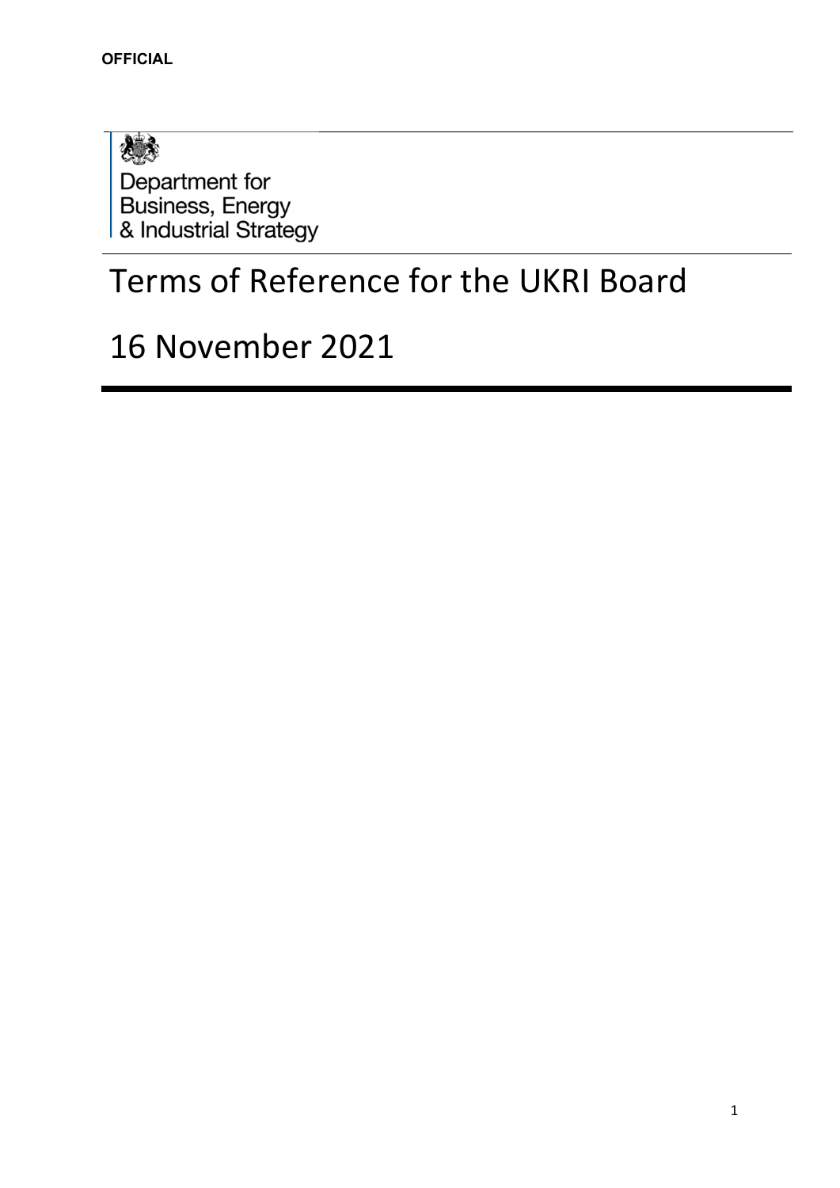**OFFICIAL**

Department for Business, Energy & Industrial Strategy

# Terms of Reference for the UKRI Board

# 16 November 2021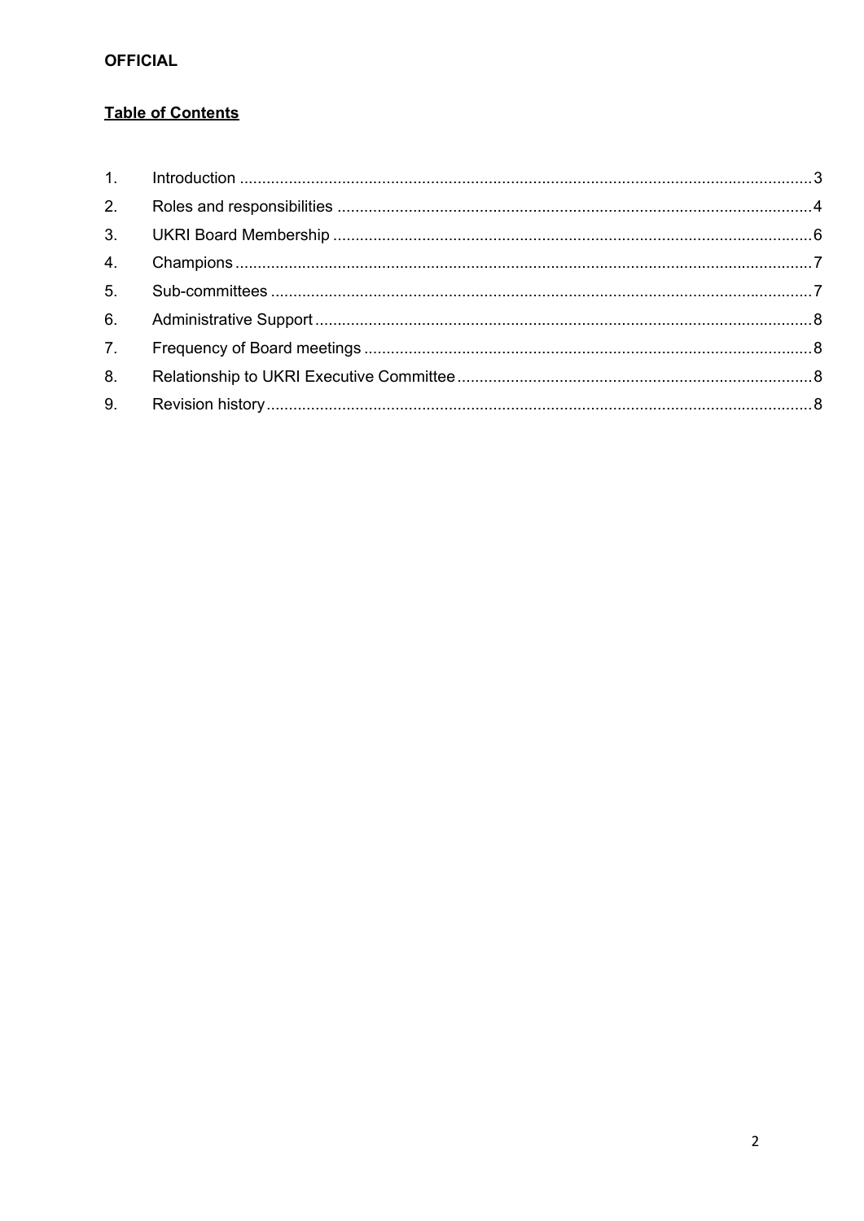**OFFICIAL**

## Table of Contents

1. Introduction ........................................................................................................................ 3
2. Roles and responsibilities .................................................................................................. 4
3. UKRI Board Membership ................................................................................................... 6
4. Champions ......................................................................................................................... 7
5. Sub-committees ................................................................................................................. 7
6. Administrative Support ....................................................................................................... 8
7. Frequency of Board meetings ............................................................................................ 8
8. Relationship to UKRI Executive Committee ....................................................................... 8
9. Revision history .................................................................................................................. 8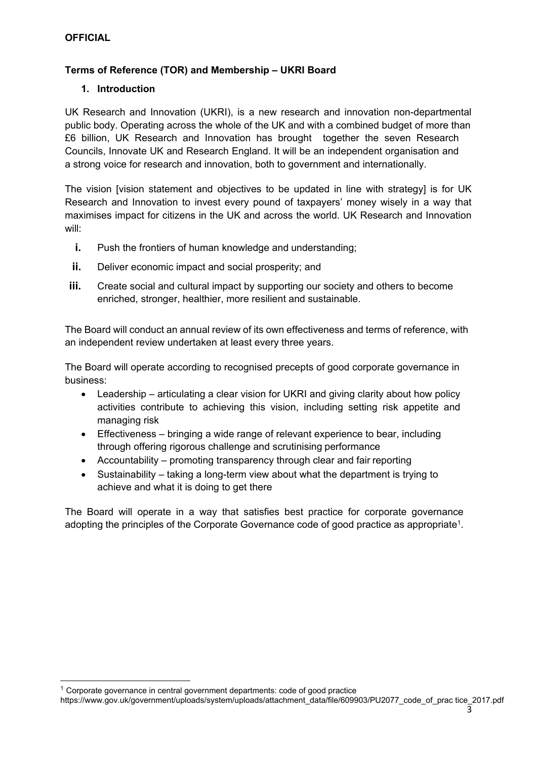**OFFICIAL**

## Terms of Reference (TOR) and Membership – UKRI Board

### 1. Introduction

UK Research and Innovation (UKRI), is a new research and innovation non-departmental public body. Operating across the whole of the UK and with a combined budget of more than £6 billion, UK Research and Innovation has brought together the seven Research Councils, Innovate UK and Research England. It will be an independent organisation and a strong voice for research and innovation, both to government and internationally.

The vision [vision statement and objectives to be updated in line with strategy] is for UK Research and Innovation to invest every pound of taxpayers' money wisely in a way that maximises impact for citizens in the UK and across the world. UK Research and Innovation will:

i. Push the frontiers of human knowledge and understanding;

ii. Deliver economic impact and social prosperity; and

iii. Create social and cultural impact by supporting our society and others to become enriched, stronger, healthier, more resilient and sustainable.

The Board will conduct an annual review of its own effectiveness and terms of reference, with an independent review undertaken at least every three years.

The Board will operate according to recognised precepts of good corporate governance in business:

- Leadership – articulating a clear vision for UKRI and giving clarity about how policy activities contribute to achieving this vision, including setting risk appetite and managing risk
- Effectiveness – bringing a wide range of relevant experience to bear, including through offering rigorous challenge and scrutinising performance
- Accountability – promoting transparency through clear and fair reporting
- Sustainability – taking a long-term view about what the department is trying to achieve and what it is doing to get there

The Board will operate in a way that satisfies best practice for corporate governance adopting the principles of the Corporate Governance code of good practice as appropriate[1].

[1] Corporate governance in central government departments: code of good practice
https://www.gov.uk/government/uploads/system/uploads/attachment_data/file/609903/PU2077_code_of_prac tice_2017.pdf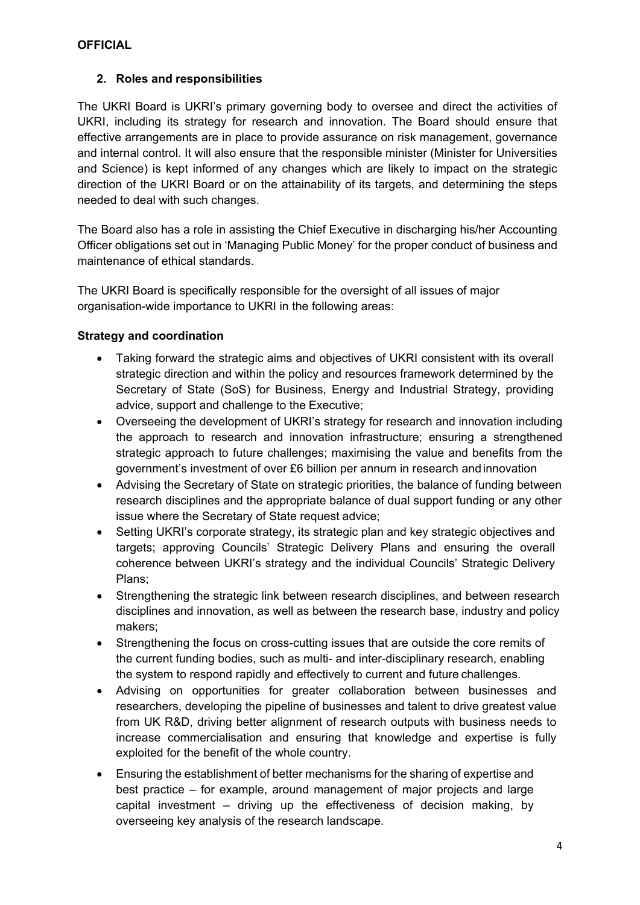## 2. Roles and responsibilities

The UKRI Board is UKRI's primary governing body to oversee and direct the activities of UKRI, including its strategy for research and innovation. The Board should ensure that effective arrangements are in place to provide assurance on risk management, governance and internal control. It will also ensure that the responsible minister (Minister for Universities and Science) is kept informed of any changes which are likely to impact on the strategic direction of the UKRI Board or on the attainability of its targets, and determining the steps needed to deal with such changes.

The Board also has a role in assisting the Chief Executive in discharging his/her Accounting Officer obligations set out in 'Managing Public Money' for the proper conduct of business and maintenance of ethical standards.

The UKRI Board is specifically responsible for the oversight of all issues of major organisation-wide importance to UKRI in the following areas:

**Strategy and coordination**

- Taking forward the strategic aims and objectives of UKRI consistent with its overall strategic direction and within the policy and resources framework determined by the Secretary of State (SoS) for Business, Energy and Industrial Strategy, providing advice, support and challenge to the Executive;
- Overseeing the development of UKRI's strategy for research and innovation including the approach to research and innovation infrastructure; ensuring a strengthened strategic approach to future challenges; maximising the value and benefits from the government's investment of over £6 billion per annum in research and innovation
- Advising the Secretary of State on strategic priorities, the balance of funding between research disciplines and the appropriate balance of dual support funding or any other issue where the Secretary of State request advice;
- Setting UKRI's corporate strategy, its strategic plan and key strategic objectives and targets; approving Councils' Strategic Delivery Plans and ensuring the overall coherence between UKRI's strategy and the individual Councils' Strategic Delivery Plans;
- Strengthening the strategic link between research disciplines, and between research disciplines and innovation, as well as between the research base, industry and policy makers;
- Strengthening the focus on cross-cutting issues that are outside the core remits of the current funding bodies, such as multi- and inter-disciplinary research, enabling the system to respond rapidly and effectively to current and future challenges.
- Advising on opportunities for greater collaboration between businesses and researchers, developing the pipeline of businesses and talent to drive greatest value from UK R&D, driving better alignment of research outputs with business needs to increase commercialisation and ensuring that knowledge and expertise is fully exploited for the benefit of the whole country.
- Ensuring the establishment of better mechanisms for the sharing of expertise and best practice – for example, around management of major projects and large capital investment – driving up the effectiveness of decision making, by overseeing key analysis of the research landscape.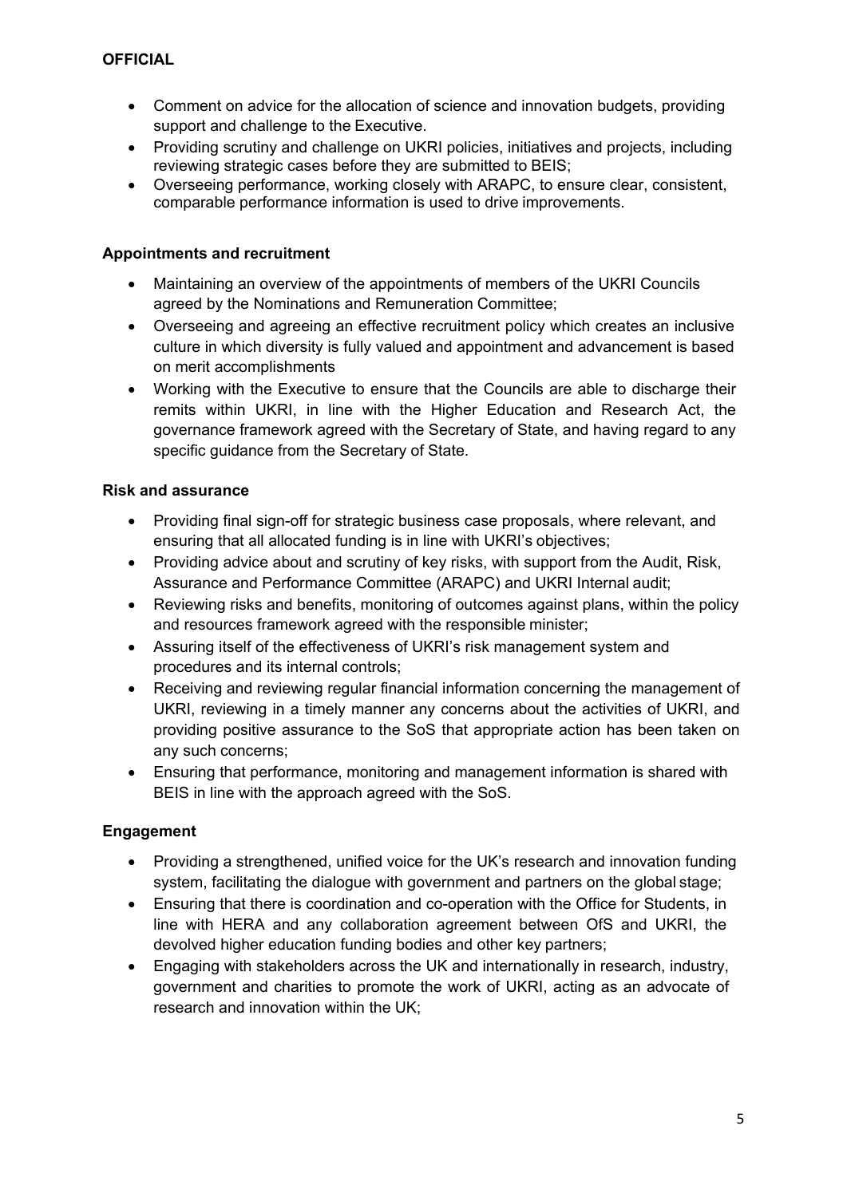- Comment on advice for the allocation of science and innovation budgets, providing support and challenge to the Executive.
- Providing scrutiny and challenge on UKRI policies, initiatives and projects, including reviewing strategic cases before they are submitted to BEIS;
- Overseeing performance, working closely with ARAPC, to ensure clear, consistent, comparable performance information is used to drive improvements.

**Appointments and recruitment**

- Maintaining an overview of the appointments of members of the UKRI Councils agreed by the Nominations and Remuneration Committee;
- Overseeing and agreeing an effective recruitment policy which creates an inclusive culture in which diversity is fully valued and appointment and advancement is based on merit accomplishments
- Working with the Executive to ensure that the Councils are able to discharge their remits within UKRI, in line with the Higher Education and Research Act, the governance framework agreed with the Secretary of State, and having regard to any specific guidance from the Secretary of State.

**Risk and assurance**

- Providing final sign-off for strategic business case proposals, where relevant, and ensuring that all allocated funding is in line with UKRI's objectives;
- Providing advice about and scrutiny of key risks, with support from the Audit, Risk, Assurance and Performance Committee (ARAPC) and UKRI Internal audit;
- Reviewing risks and benefits, monitoring of outcomes against plans, within the policy and resources framework agreed with the responsible minister;
- Assuring itself of the effectiveness of UKRI's risk management system and procedures and its internal controls;
- Receiving and reviewing regular financial information concerning the management of UKRI, reviewing in a timely manner any concerns about the activities of UKRI, and providing positive assurance to the SoS that appropriate action has been taken on any such concerns;
- Ensuring that performance, monitoring and management information is shared with BEIS in line with the approach agreed with the SoS.

**Engagement**

- Providing a strengthened, unified voice for the UK's research and innovation funding system, facilitating the dialogue with government and partners on the global stage;
- Ensuring that there is coordination and co-operation with the Office for Students, in line with HERA and any collaboration agreement between OfS and UKRI, the devolved higher education funding bodies and other key partners;
- Engaging with stakeholders across the UK and internationally in research, industry, government and charities to promote the work of UKRI, acting as an advocate of research and innovation within the UK;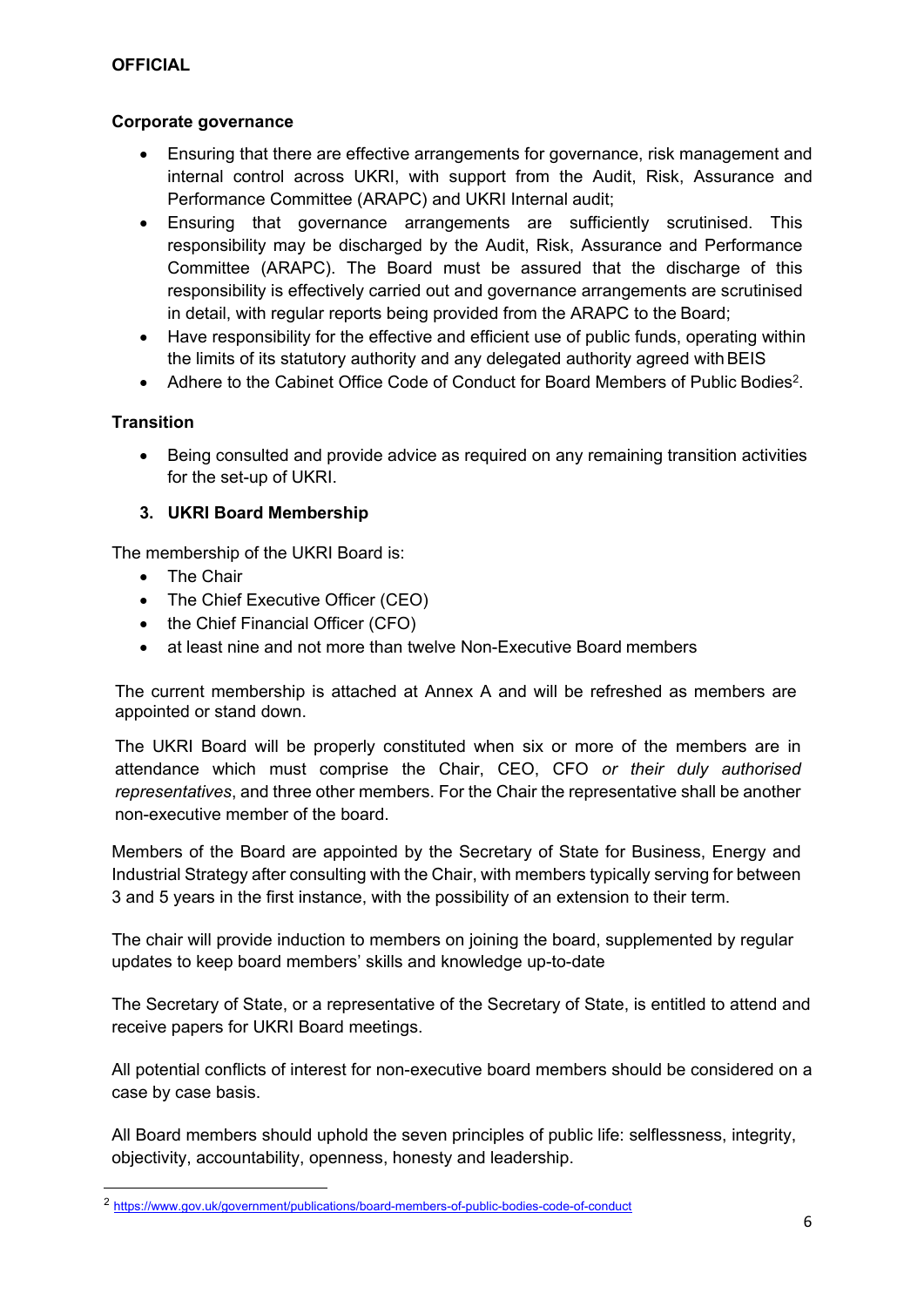**Corporate governance**

- Ensuring that there are effective arrangements for governance, risk management and internal control across UKRI, with support from the Audit, Risk, Assurance and Performance Committee (ARAPC) and UKRI Internal audit;
- Ensuring that governance arrangements are sufficiently scrutinised. This responsibility may be discharged by the Audit, Risk, Assurance and Performance Committee (ARAPC). The Board must be assured that the discharge of this responsibility is effectively carried out and governance arrangements are scrutinised in detail, with regular reports being provided from the ARAPC to the Board;
- Have responsibility for the effective and efficient use of public funds, operating within the limits of its statutory authority and any delegated authority agreed with BEIS
- Adhere to the Cabinet Office Code of Conduct for Board Members of Public Bodies[2].

**Transition**

- Being consulted and provide advice as required on any remaining transition activities for the set-up of UKRI.

## 3. UKRI Board Membership

The membership of the UKRI Board is:

- The Chair
- The Chief Executive Officer (CEO)
- the Chief Financial Officer (CFO)
- at least nine and not more than twelve Non-Executive Board members

The current membership is attached at Annex A and will be refreshed as members are appointed or stand down.

The UKRI Board will be properly constituted when six or more of the members are in attendance which must comprise the Chair, CEO, CFO *or their duly authorised representatives*, and three other members. For the Chair the representative shall be another non-executive member of the board.

Members of the Board are appointed by the Secretary of State for Business, Energy and Industrial Strategy after consulting with the Chair, with members typically serving for between 3 and 5 years in the first instance, with the possibility of an extension to their term.

The chair will provide induction to members on joining the board, supplemented by regular updates to keep board members' skills and knowledge up-to-date

The Secretary of State, or a representative of the Secretary of State, is entitled to attend and receive papers for UKRI Board meetings.

All potential conflicts of interest for non-executive board members should be considered on a case by case basis.

All Board members should uphold the seven principles of public life: selflessness, integrity, objectivity, accountability, openness, honesty and leadership.

---

[2] https://www.gov.uk/government/publications/board-members-of-public-bodies-code-of-conduct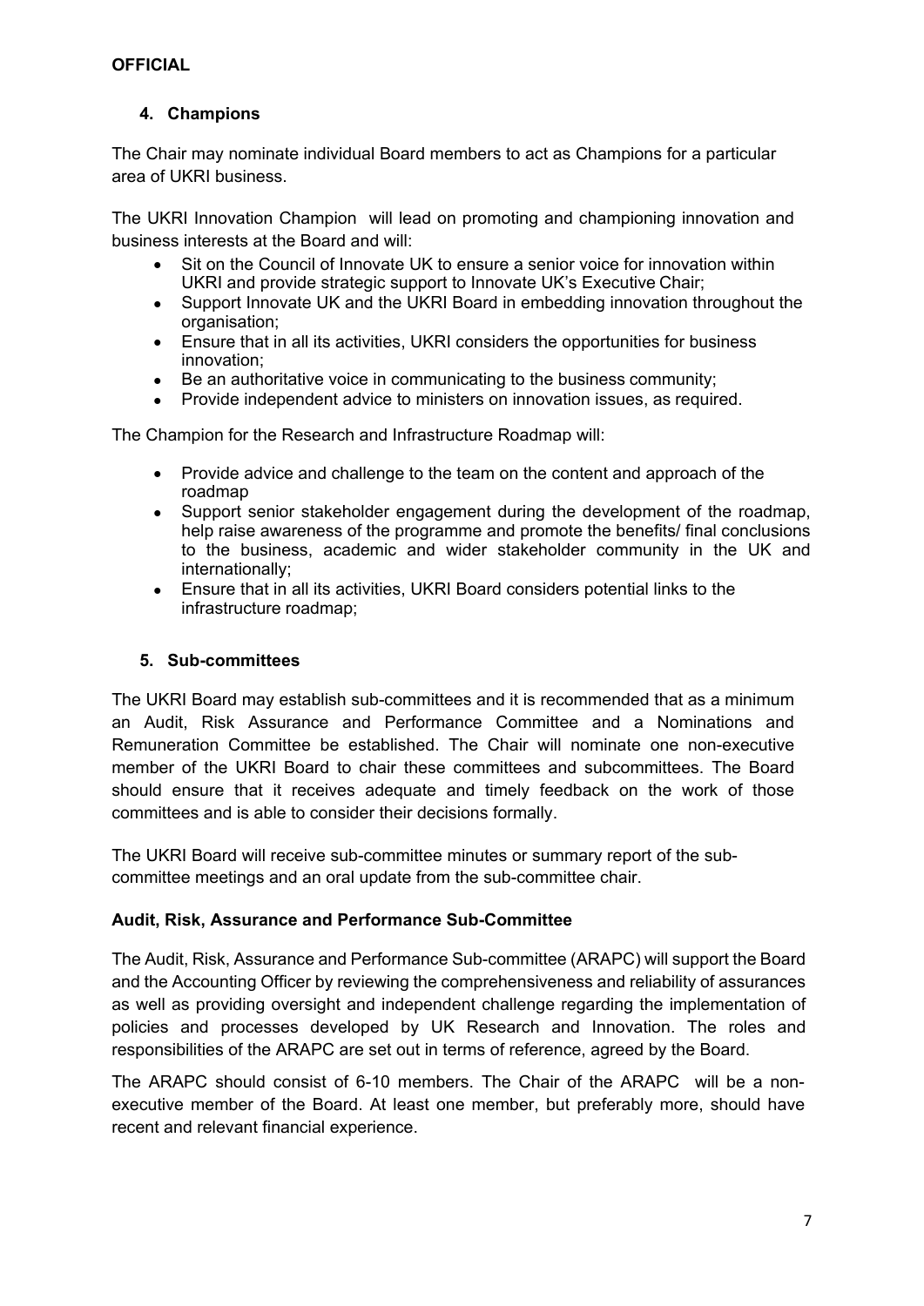## 4. Champions

The Chair may nominate individual Board members to act as Champions for a particular area of UKRI business.

The UKRI Innovation Champion will lead on promoting and championing innovation and business interests at the Board and will:

- Sit on the Council of Innovate UK to ensure a senior voice for innovation within UKRI and provide strategic support to Innovate UK's Executive Chair;
- Support Innovate UK and the UKRI Board in embedding innovation throughout the organisation;
- Ensure that in all its activities, UKRI considers the opportunities for business innovation;
- Be an authoritative voice in communicating to the business community;
- Provide independent advice to ministers on innovation issues, as required.

The Champion for the Research and Infrastructure Roadmap will:

- Provide advice and challenge to the team on the content and approach of the roadmap
- Support senior stakeholder engagement during the development of the roadmap, help raise awareness of the programme and promote the benefits/ final conclusions to the business, academic and wider stakeholder community in the UK and internationally;
- Ensure that in all its activities, UKRI Board considers potential links to the infrastructure roadmap;

## 5. Sub-committees

The UKRI Board may establish sub-committees and it is recommended that as a minimum an Audit, Risk Assurance and Performance Committee and a Nominations and Remuneration Committee be established. The Chair will nominate one non-executive member of the UKRI Board to chair these committees and subcommittees. The Board should ensure that it receives adequate and timely feedback on the work of those committees and is able to consider their decisions formally.

The UKRI Board will receive sub-committee minutes or summary report of the sub-committee meetings and an oral update from the sub-committee chair.

### Audit, Risk, Assurance and Performance Sub-Committee

The Audit, Risk, Assurance and Performance Sub-committee (ARAPC) will support the Board and the Accounting Officer by reviewing the comprehensiveness and reliability of assurances as well as providing oversight and independent challenge regarding the implementation of policies and processes developed by UK Research and Innovation. The roles and responsibilities of the ARAPC are set out in terms of reference, agreed by the Board.

The ARAPC should consist of 6-10 members. The Chair of the ARAPC will be a non-executive member of the Board. At least one member, but preferably more, should have recent and relevant financial experience.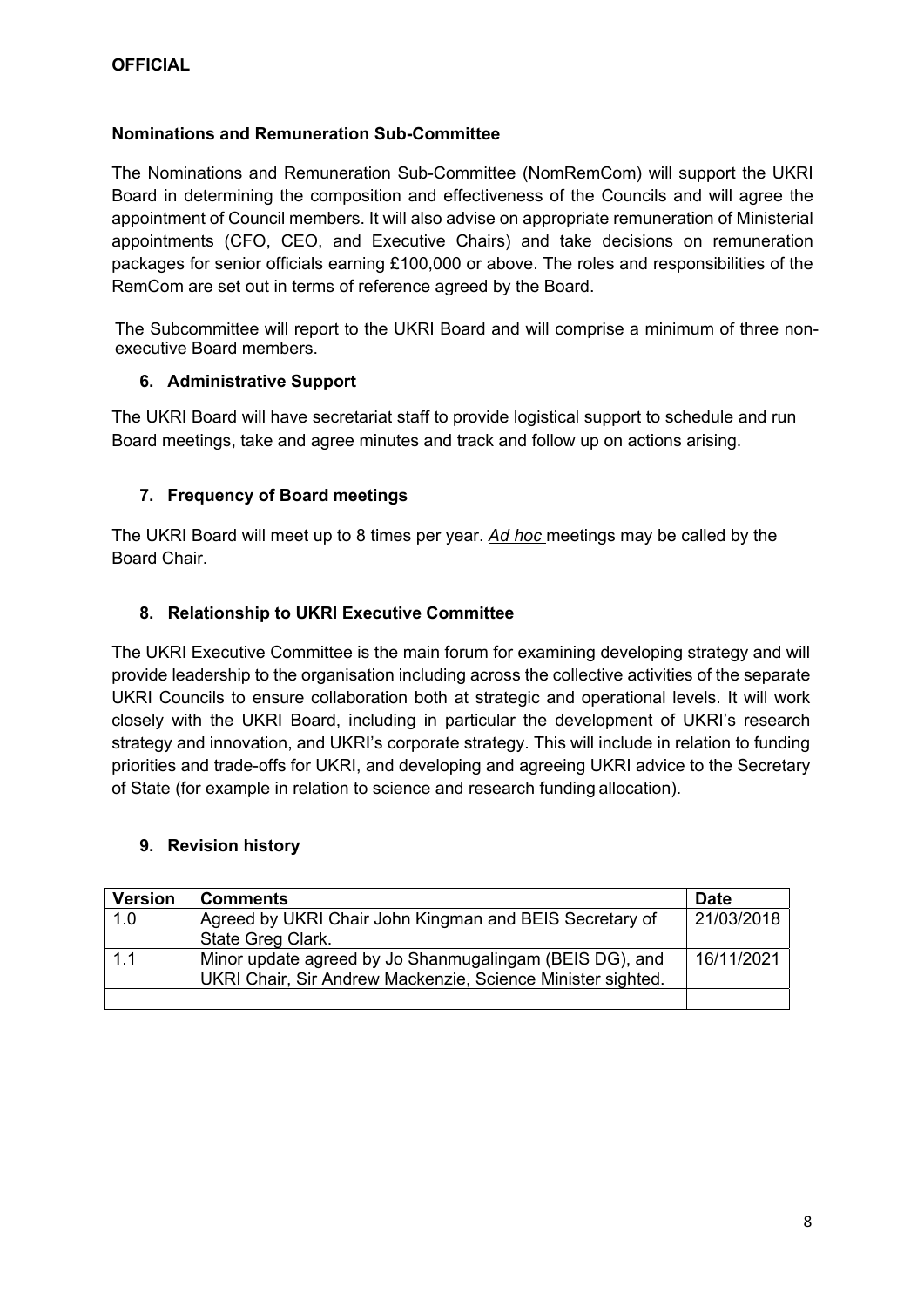**Nominations and Remuneration Sub-Committee**

The Nominations and Remuneration Sub-Committee (NomRemCom) will support the UKRI Board in determining the composition and effectiveness of the Councils and will agree the appointment of Council members. It will also advise on appropriate remuneration of Ministerial appointments (CFO, CEO, and Executive Chairs) and take decisions on remuneration packages for senior officials earning £100,000 or above. The roles and responsibilities of the RemCom are set out in terms of reference agreed by the Board.

The Subcommittee will report to the UKRI Board and will comprise a minimum of three non-executive Board members.

### 6. Administrative Support

The UKRI Board will have secretariat staff to provide logistical support to schedule and run Board meetings, take and agree minutes and track and follow up on actions arising.

### 7. Frequency of Board meetings

The UKRI Board will meet up to 8 times per year. *Ad hoc* meetings may be called by the Board Chair.

### 8. Relationship to UKRI Executive Committee

The UKRI Executive Committee is the main forum for examining developing strategy and will provide leadership to the organisation including across the collective activities of the separate UKRI Councils to ensure collaboration both at strategic and operational levels. It will work closely with the UKRI Board, including in particular the development of UKRI's research strategy and innovation, and UKRI's corporate strategy. This will include in relation to funding priorities and trade-offs for UKRI, and developing and agreeing UKRI advice to the Secretary of State (for example in relation to science and research funding allocation).

### 9. Revision history

| Version | Comments | Date |
|---|---|---|
| 1.0 | Agreed by UKRI Chair John Kingman and BEIS Secretary of State Greg Clark. | 21/03/2018 |
| 1.1 | Minor update agreed by Jo Shanmugalingam (BEIS DG), and UKRI Chair, Sir Andrew Mackenzie, Science Minister sighted. | 16/11/2021 |
| | | |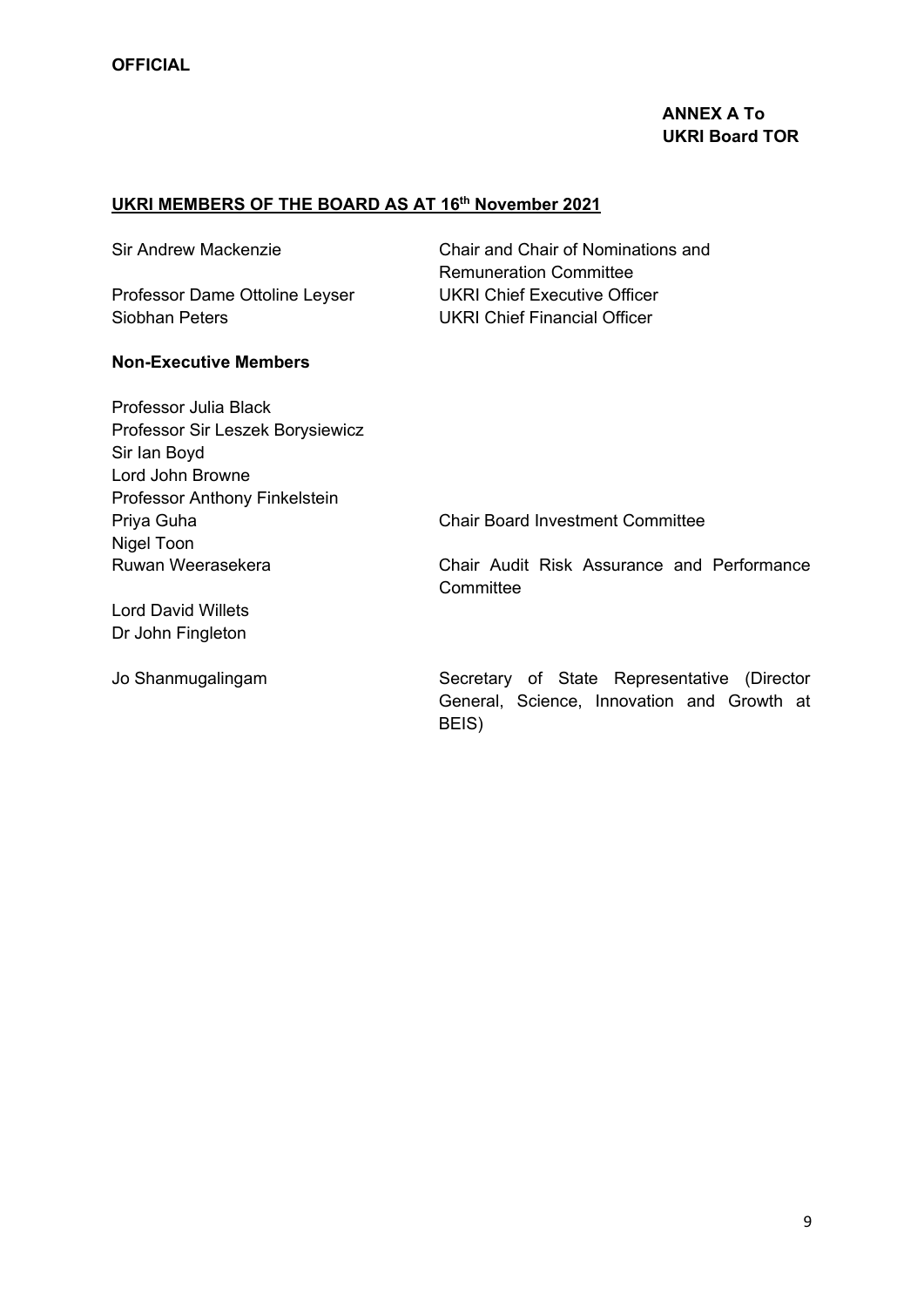**OFFICIAL**

**ANNEX A To**
**UKRI Board TOR**

**UKRI MEMBERS OF THE BOARD AS AT 16th November 2021**

| | |
|---|---|
| Sir Andrew Mackenzie | Chair and Chair of Nominations and Remuneration Committee |
| Professor Dame Ottoline Leyser | UKRI Chief Executive Officer |
| Siobhan Peters | UKRI Chief Financial Officer |

**Non-Executive Members**

| | |
|---|---|
| Professor Julia Black | |
| Professor Sir Leszek Borysiewicz | |
| Sir Ian Boyd | |
| Lord John Browne | |
| Professor Anthony Finkelstein | |
| Priya Guha | Chair Board Investment Committee |
| Nigel Toon | |
| Ruwan Weerasekera | Chair Audit Risk Assurance and Performance Committee |
| Lord David Willets | |
| Dr John Fingleton | |
| Jo Shanmugalingam | Secretary of State Representative (Director General, Science, Innovation and Growth at BEIS) |